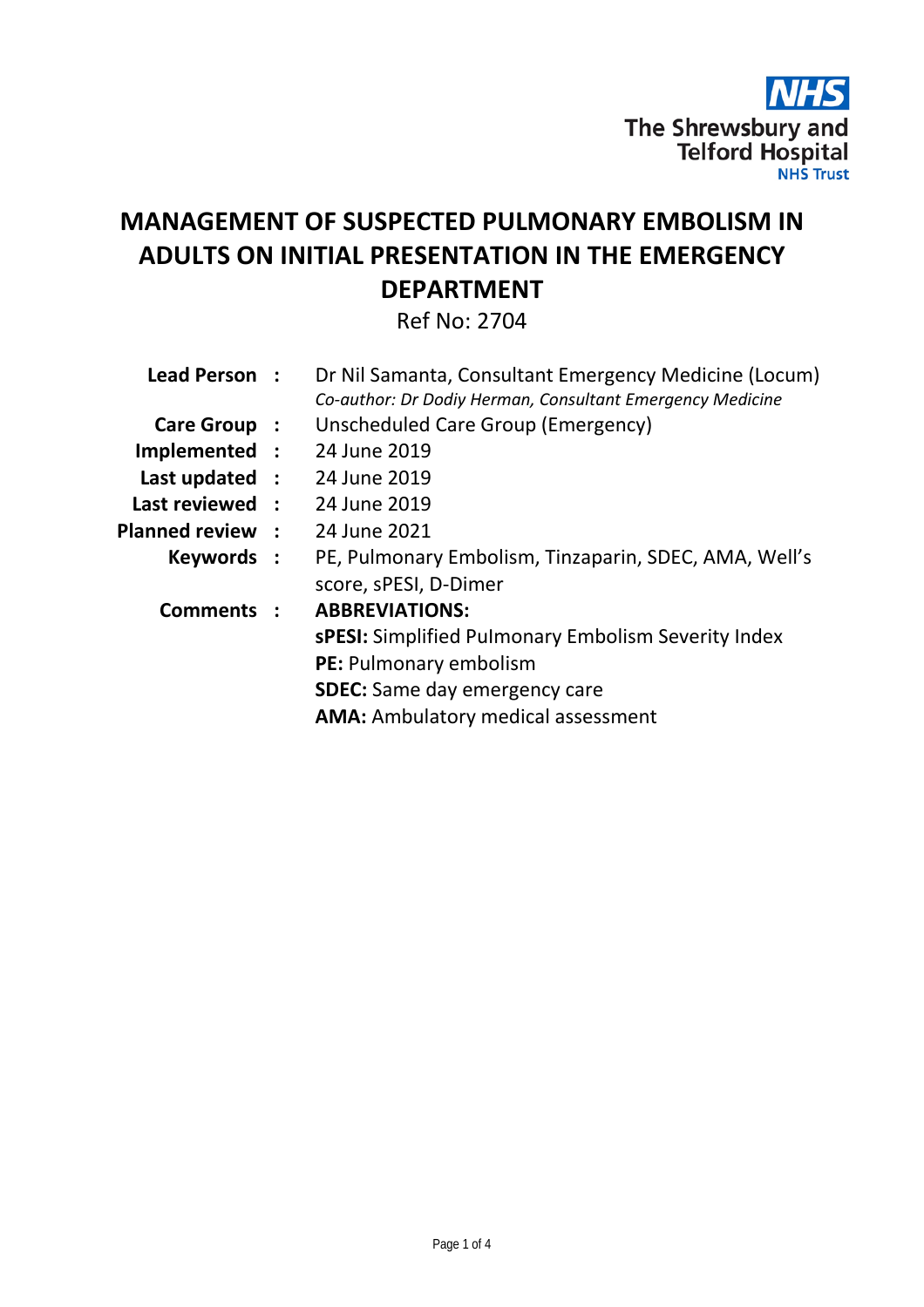The Shrewsbury and Telford Hospital NHS Trust

# MANAGEMENT OF SUSPECTED PULMONARY EMBOLISM IN ADULTS ON INITIAL PRESENTATION IN THE EMERGENCY DEPARTMENT

Ref No: 2704

| | |
|---|---|
| **Lead Person :** | Dr Nil Samanta, Consultant Emergency Medicine (Locum)<br>*Co-author: Dr Dodiy Herman, Consultant Emergency Medicine* |
| **Care Group :** | Unscheduled Care Group (Emergency) |
| **Implemented :** | 24 June 2019 |
| **Last updated :** | 24 June 2019 |
| **Last reviewed :** | 24 June 2019 |
| **Planned review :** | 24 June 2021 |
| **Keywords :** | PE, Pulmonary Embolism, Tinzaparin, SDEC, AMA, Well's score, sPESI, D-Dimer |
| **Comments :** | **ABBREVIATIONS:**<br>**sPESI:** Simplified Pulmonary Embolism Severity Index<br>**PE:** Pulmonary embolism<br>**SDEC:** Same day emergency care<br>**AMA:** Ambulatory medical assessment |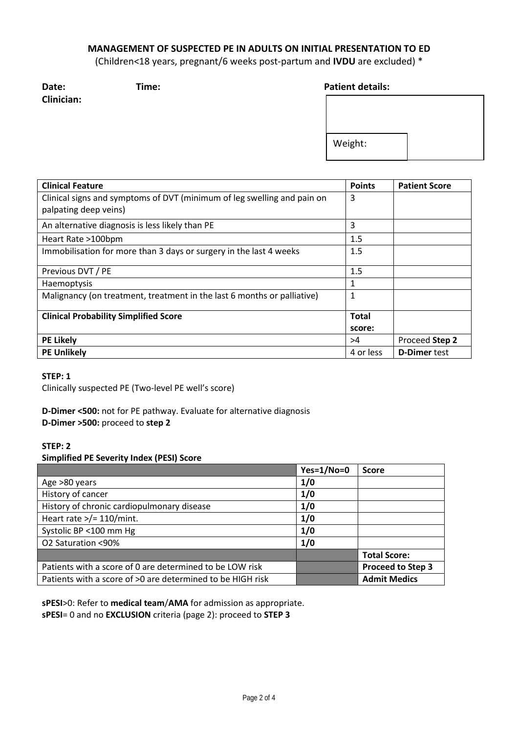## MANAGEMENT OF SUSPECTED PE IN ADULTS ON INITIAL PRESENTATION TO ED

(Children<18 years, pregnant/6 weeks post-partum and **IVDU** are excluded) *

**Date:** **Time:** **Patient details:**

**Clinician:**

Weight:

| Clinical Feature | Points | Patient Score |
|---|---|---|
| Clinical signs and symptoms of DVT (minimum of leg swelling and pain on palpating deep veins) | 3 | |
| An alternative diagnosis is less likely than PE | 3 | |
| Heart Rate >100bpm | 1.5 | |
| Immobilisation for more than 3 days or surgery in the last 4 weeks | 1.5 | |
| Previous DVT / PE | 1.5 | |
| Haemoptysis | 1 | |
| Malignancy (on treatment, treatment in the last 6 months or palliative) | 1 | |
| **Clinical Probability Simplified Score** | **Total score:** | |
| **PE Likely** | >4 | Proceed **Step 2** |
| **PE Unlikely** | 4 or less | **D-Dimer** test |

**STEP: 1**

Clinically suspected PE (Two-level PE well's score)

**D-Dimer <500:** not for PE pathway. Evaluate for alternative diagnosis

**D-Dimer >500:** proceed to **step 2**

**STEP: 2**

**Simplified PE Severity Index (PESI) Score**

| | Yes=1/No=0 | Score |
|---|---|---|
| Age >80 years | **1/0** | |
| History of cancer | **1/0** | |
| History of chronic cardiopulmonary disease | **1/0** | |
| Heart rate >/= 110/mint. | **1/0** | |
| Systolic BP <100 mm Hg | **1/0** | |
| O2 Saturation <90% | **1/0** | |
| | | **Total Score:** |
| Patients with a score of 0 are determined to be LOW risk | | **Proceed to Step 3** |
| Patients with a score of >0 are determined to be HIGH risk | | **Admit Medics** |

**sPESI**>0: Refer to **medical team**/**AMA** for admission as appropriate.

**sPESI**= 0 and no **EXCLUSION** criteria (page 2): proceed to **STEP 3**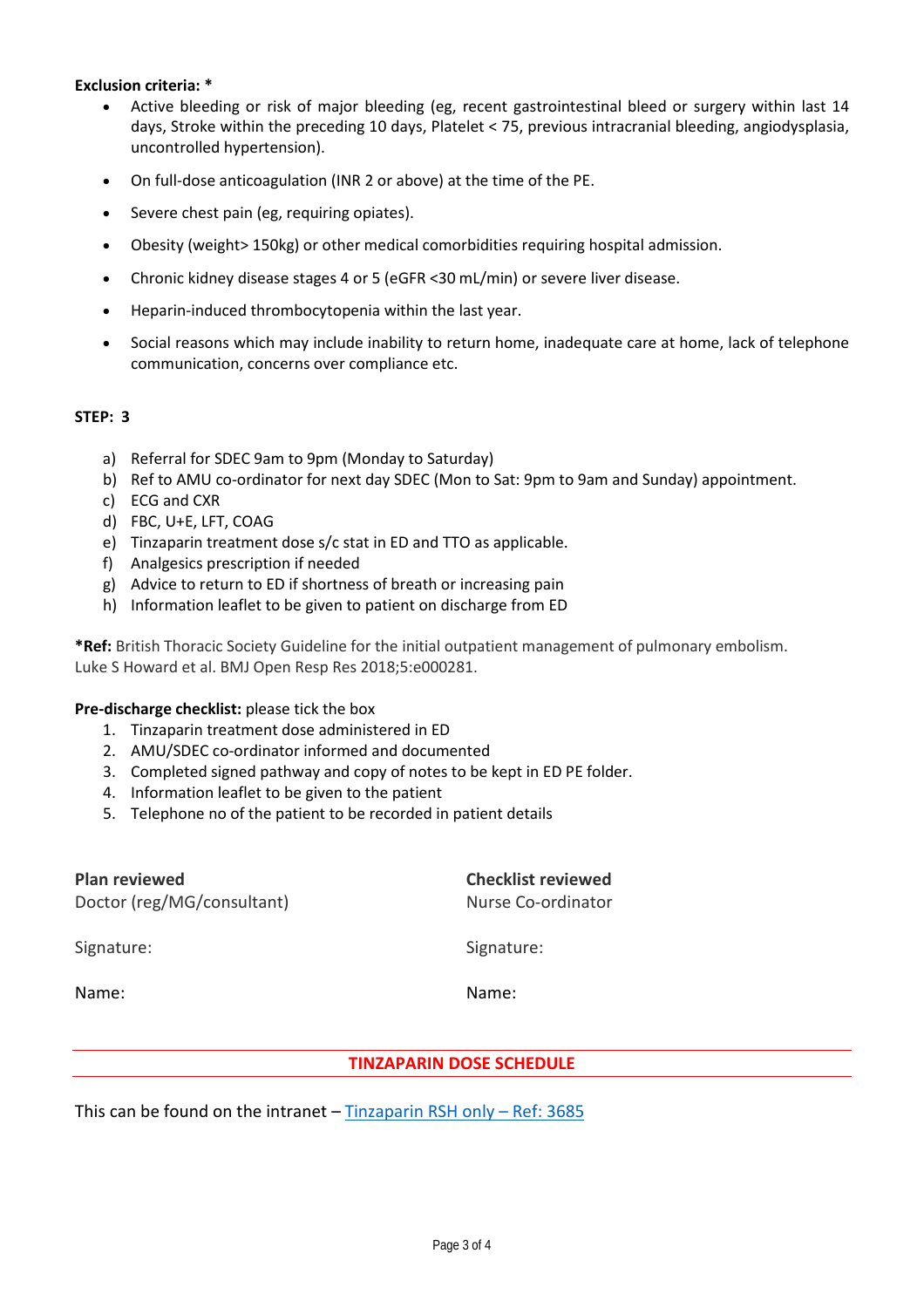**Exclusion criteria: ***

- Active bleeding or risk of major bleeding (eg, recent gastrointestinal bleed or surgery within last 14 days, Stroke within the preceding 10 days, Platelet < 75, previous intracranial bleeding, angiodysplasia, uncontrolled hypertension).
- On full-dose anticoagulation (INR 2 or above) at the time of the PE.
- Severe chest pain (eg, requiring opiates).
- Obesity (weight> 150kg) or other medical comorbidities requiring hospital admission.
- Chronic kidney disease stages 4 or 5 (eGFR <30 mL/min) or severe liver disease.
- Heparin-induced thrombocytopenia within the last year.
- Social reasons which may include inability to return home, inadequate care at home, lack of telephone communication, concerns over compliance etc.

**STEP: 3**

a) Referral for SDEC 9am to 9pm (Monday to Saturday)
b) Ref to AMU co-ordinator for next day SDEC (Mon to Sat: 9pm to 9am and Sunday) appointment.
c) ECG and CXR
d) FBC, U+E, LFT, COAG
e) Tinzaparin treatment dose s/c stat in ED and TTO as applicable.
f) Analgesics prescription if needed
g) Advice to return to ED if shortness of breath or increasing pain
h) Information leaflet to be given to patient on discharge from ED

***Ref:** British Thoracic Society Guideline for the initial outpatient management of pulmonary embolism. Luke S Howard et al. BMJ Open Resp Res 2018;5:e000281.

**Pre-discharge checklist:** please tick the box

1. Tinzaparin treatment dose administered in ED
2. AMU/SDEC co-ordinator informed and documented
3. Completed signed pathway and copy of notes to be kept in ED PE folder.
4. Information leaflet to be given to the patient
5. Telephone no of the patient to be recorded in patient details

| **Plan reviewed** | **Checklist reviewed** |
| --- | --- |
| Doctor (reg/MG/consultant) | Nurse Co-ordinator |
| Signature: | Signature: |
| Name: | Name: |

## TINZAPARIN DOSE SCHEDULE

This can be found on the intranet – [Tinzaparin RSH only – Ref: 3685]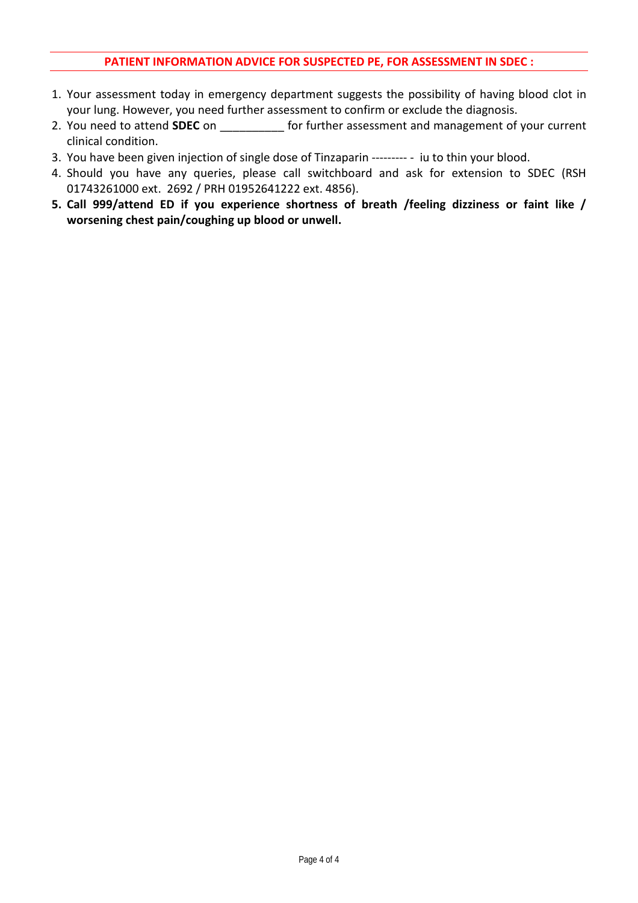## PATIENT INFORMATION ADVICE FOR SUSPECTED PE, FOR ASSESSMENT IN SDEC :

1. Your assessment today in emergency department suggests the possibility of having blood clot in your lung. However, you need further assessment to confirm or exclude the diagnosis.
2. You need to attend **SDEC** on __________ for further assessment and management of your current clinical condition.
3. You have been given injection of single dose of Tinzaparin --------- - iu to thin your blood.
4. Should you have any queries, please call switchboard and ask for extension to SDEC (RSH 01743261000 ext. 2692 / PRH 01952641222 ext. 4856).
5. **Call 999/attend ED if you experience shortness of breath /feeling dizziness or faint like / worsening chest pain/coughing up blood or unwell.**